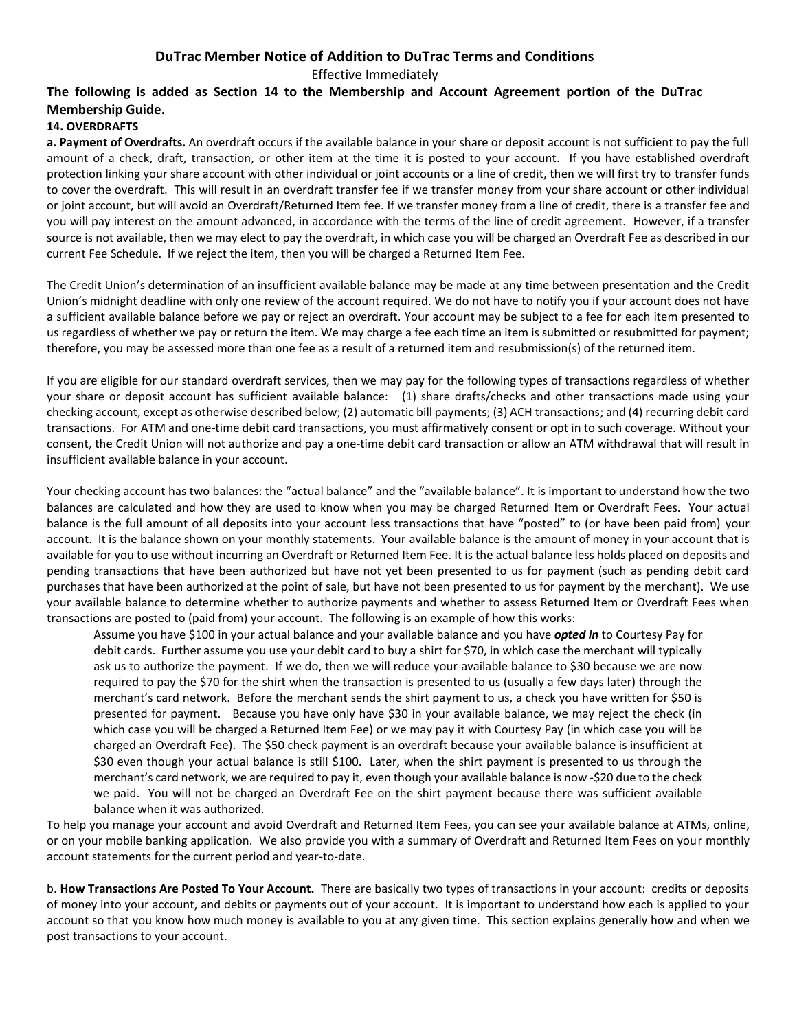# DuTrac Member Notice of Addition to DuTrac Terms and Conditions

Effective Immediately

**The following is added as Section 14 to the Membership and Account Agreement portion of the DuTrac Membership Guide.**

**14. OVERDRAFTS**

**a. Payment of Overdrafts.** An overdraft occurs if the available balance in your share or deposit account is not sufficient to pay the full amount of a check, draft, transaction, or other item at the time it is posted to your account. If you have established overdraft protection linking your share account with other individual or joint accounts or a line of credit, then we will first try to transfer funds to cover the overdraft. This will result in an overdraft transfer fee if we transfer money from your share account or other individual or joint account, but will avoid an Overdraft/Returned Item fee. If we transfer money from a line of credit, there is a transfer fee and you will pay interest on the amount advanced, in accordance with the terms of the line of credit agreement. However, if a transfer source is not available, then we may elect to pay the overdraft, in which case you will be charged an Overdraft Fee as described in our current Fee Schedule. If we reject the item, then you will be charged a Returned Item Fee.

The Credit Union's determination of an insufficient available balance may be made at any time between presentation and the Credit Union's midnight deadline with only one review of the account required. We do not have to notify you if your account does not have a sufficient available balance before we pay or reject an overdraft. Your account may be subject to a fee for each item presented to us regardless of whether we pay or return the item. We may charge a fee each time an item is submitted or resubmitted for payment; therefore, you may be assessed more than one fee as a result of a returned item and resubmission(s) of the returned item.

If you are eligible for our standard overdraft services, then we may pay for the following types of transactions regardless of whether your share or deposit account has sufficient available balance: (1) share drafts/checks and other transactions made using your checking account, except as otherwise described below; (2) automatic bill payments; (3) ACH transactions; and (4) recurring debit card transactions. For ATM and one-time debit card transactions, you must affirmatively consent or opt in to such coverage. Without your consent, the Credit Union will not authorize and pay a one-time debit card transaction or allow an ATM withdrawal that will result in insufficient available balance in your account.

Your checking account has two balances: the "actual balance" and the "available balance". It is important to understand how the two balances are calculated and how they are used to know when you may be charged Returned Item or Overdraft Fees. Your actual balance is the full amount of all deposits into your account less transactions that have "posted" to (or have been paid from) your account. It is the balance shown on your monthly statements. Your available balance is the amount of money in your account that is available for you to use without incurring an Overdraft or Returned Item Fee. It is the actual balance less holds placed on deposits and pending transactions that have been authorized but have not yet been presented to us for payment (such as pending debit card purchases that have been authorized at the point of sale, but have not been presented to us for payment by the merchant). We use your available balance to determine whether to authorize payments and whether to assess Returned Item or Overdraft Fees when transactions are posted to (paid from) your account. The following is an example of how this works:

> Assume you have $100 in your actual balance and your available balance and you have ***opted in*** to Courtesy Pay for debit cards. Further assume you use your debit card to buy a shirt for $70, in which case the merchant will typically ask us to authorize the payment. If we do, then we will reduce your available balance to $30 because we are now required to pay the $70 for the shirt when the transaction is presented to us (usually a few days later) through the merchant's card network. Before the merchant sends the shirt payment to us, a check you have written for $50 is presented for payment. Because you have only have $30 in your available balance, we may reject the check (in which case you will be charged a Returned Item Fee) or we may pay it with Courtesy Pay (in which case you will be charged an Overdraft Fee). The $50 check payment is an overdraft because your available balance is insufficient at $30 even though your actual balance is still $100. Later, when the shirt payment is presented to us through the merchant's card network, we are required to pay it, even though your available balance is now -$20 due to the check we paid. You will not be charged an Overdraft Fee on the shirt payment because there was sufficient available balance when it was authorized.

To help you manage your account and avoid Overdraft and Returned Item Fees, you can see your available balance at ATMs, online, or on your mobile banking application. We also provide you with a summary of Overdraft and Returned Item Fees on your monthly account statements for the current period and year-to-date.

b. **How Transactions Are Posted To Your Account.** There are basically two types of transactions in your account: credits or deposits of money into your account, and debits or payments out of your account. It is important to understand how each is applied to your account so that you know how much money is available to you at any given time. This section explains generally how and when we post transactions to your account.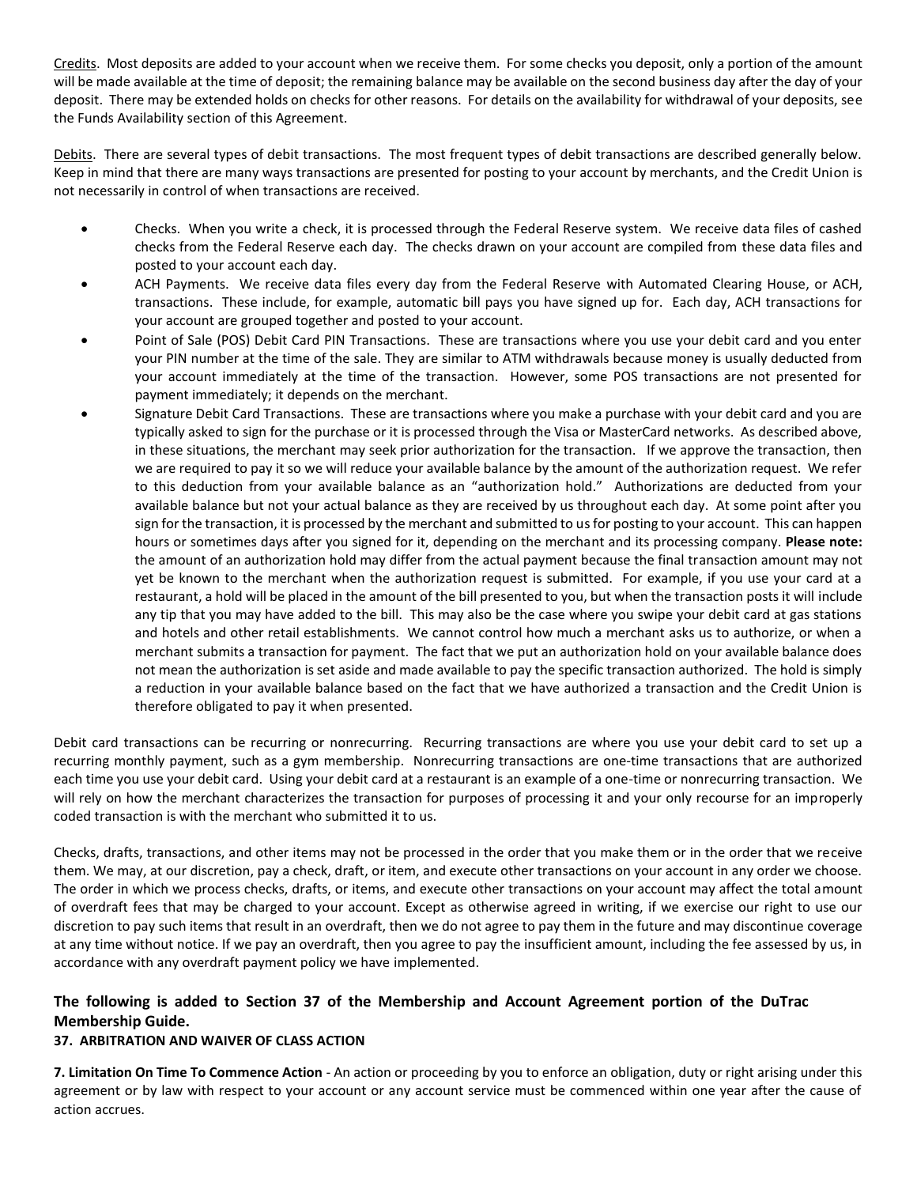<u>Credits</u>. Most deposits are added to your account when we receive them. For some checks you deposit, only a portion of the amount will be made available at the time of deposit; the remaining balance may be available on the second business day after the day of your deposit. There may be extended holds on checks for other reasons. For details on the availability for withdrawal of your deposits, see the Funds Availability section of this Agreement.

<u>Debits</u>. There are several types of debit transactions. The most frequent types of debit transactions are described generally below. Keep in mind that there are many ways transactions are presented for posting to your account by merchants, and the Credit Union is not necessarily in control of when transactions are received.

- Checks. When you write a check, it is processed through the Federal Reserve system. We receive data files of cashed checks from the Federal Reserve each day. The checks drawn on your account are compiled from these data files and posted to your account each day.
- ACH Payments. We receive data files every day from the Federal Reserve with Automated Clearing House, or ACH, transactions. These include, for example, automatic bill pays you have signed up for. Each day, ACH transactions for your account are grouped together and posted to your account.
- Point of Sale (POS) Debit Card PIN Transactions. These are transactions where you use your debit card and you enter your PIN number at the time of the sale. They are similar to ATM withdrawals because money is usually deducted from your account immediately at the time of the transaction. However, some POS transactions are not presented for payment immediately; it depends on the merchant.
- Signature Debit Card Transactions. These are transactions where you make a purchase with your debit card and you are typically asked to sign for the purchase or it is processed through the Visa or MasterCard networks. As described above, in these situations, the merchant may seek prior authorization for the transaction. If we approve the transaction, then we are required to pay it so we will reduce your available balance by the amount of the authorization request. We refer to this deduction from your available balance as an "authorization hold." Authorizations are deducted from your available balance but not your actual balance as they are received by us throughout each day. At some point after you sign for the transaction, it is processed by the merchant and submitted to us for posting to your account. This can happen hours or sometimes days after you signed for it, depending on the merchant and its processing company. **Please note:** the amount of an authorization hold may differ from the actual payment because the final transaction amount may not yet be known to the merchant when the authorization request is submitted. For example, if you use your card at a restaurant, a hold will be placed in the amount of the bill presented to you, but when the transaction posts it will include any tip that you may have added to the bill. This may also be the case where you swipe your debit card at gas stations and hotels and other retail establishments. We cannot control how much a merchant asks us to authorize, or when a merchant submits a transaction for payment. The fact that we put an authorization hold on your available balance does not mean the authorization is set aside and made available to pay the specific transaction authorized. The hold is simply a reduction in your available balance based on the fact that we have authorized a transaction and the Credit Union is therefore obligated to pay it when presented.

Debit card transactions can be recurring or nonrecurring. Recurring transactions are where you use your debit card to set up a recurring monthly payment, such as a gym membership. Nonrecurring transactions are one-time transactions that are authorized each time you use your debit card. Using your debit card at a restaurant is an example of a one-time or nonrecurring transaction. We will rely on how the merchant characterizes the transaction for purposes of processing it and your only recourse for an improperly coded transaction is with the merchant who submitted it to us.

Checks, drafts, transactions, and other items may not be processed in the order that you make them or in the order that we receive them. We may, at our discretion, pay a check, draft, or item, and execute other transactions on your account in any order we choose. The order in which we process checks, drafts, or items, and execute other transactions on your account may affect the total amount of overdraft fees that may be charged to your account. Except as otherwise agreed in writing, if we exercise our right to use our discretion to pay such items that result in an overdraft, then we do not agree to pay them in the future and may discontinue coverage at any time without notice. If we pay an overdraft, then you agree to pay the insufficient amount, including the fee assessed by us, in accordance with any overdraft payment policy we have implemented.

## The following is added to Section 37 of the Membership and Account Agreement portion of the DuTrac Membership Guide.

**37. ARBITRATION AND WAIVER OF CLASS ACTION**

**7. Limitation On Time To Commence Action** - An action or proceeding by you to enforce an obligation, duty or right arising under this agreement or by law with respect to your account or any account service must be commenced within one year after the cause of action accrues.